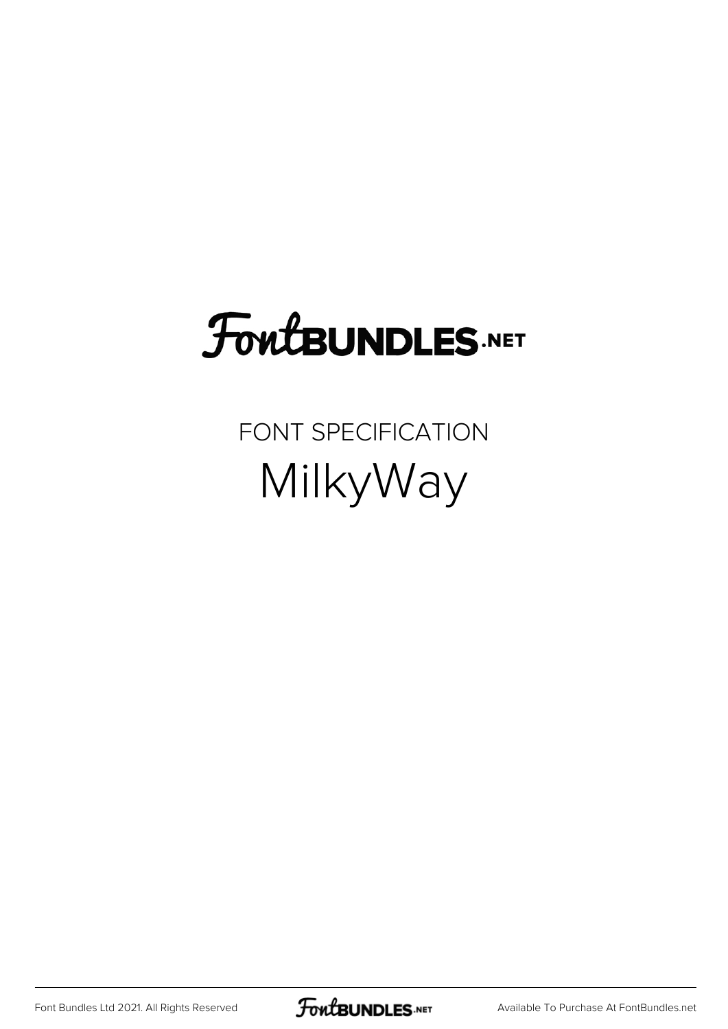# FontBUNDLES.NET

## FONT SPECIFICATION

# MilkyWay

Font Bundles Ltd 2021. All Rights Reserved

Available To Purchase At FontBundles.net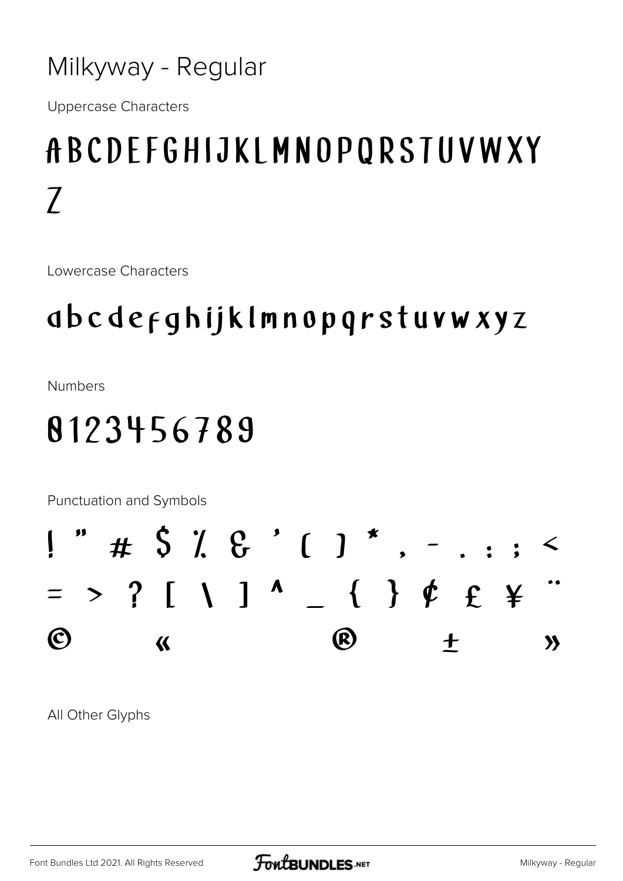Milkyway - Regular

Uppercase Characters

ABCDEFGHIJKLMNOPQRSTUVWXYZ

Lowercase Characters

abcdefghijklmnopqrstuvwxyz

Numbers

0123456789

Punctuation and Symbols

! " # $ % & ' ( ) * , - . : ; < = > ? [ \ ] ^ _ { } ¢ £ ¥ ¨ © « ® ± »

All Other Glyphs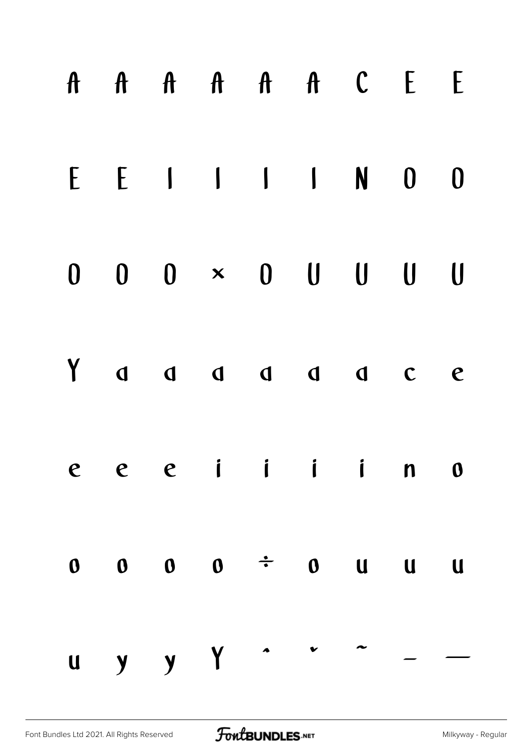À Á Â Ã Ä Å Ç È É

Ê Ë Ì Í Î Ï Ñ Ò Ó

Ô Õ Ö × Ø Ù Ú Û Ü

Ý à á â ã ä å ç è

é ê ë ì í î ï ñ ò

ó ô õ ö ÷ ø ù ú û

ü ý ÿ Ÿ ˆ ˇ ˜ – —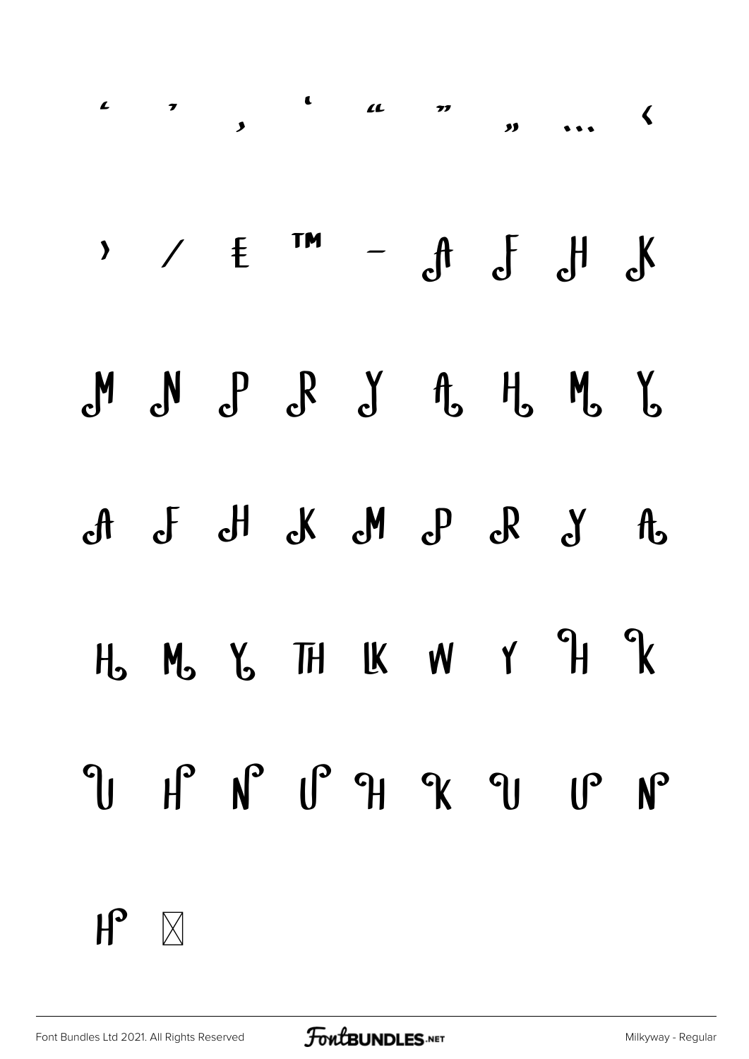‘ ’ ‚ ‛ “ ” „ … ‹

› ⁄ ₤ ™ – A F H K

M N P R Y A H M Y

A F H K M P R Y A

H M Y TH LK W Y H K

U H N U H K U U N

H ☒